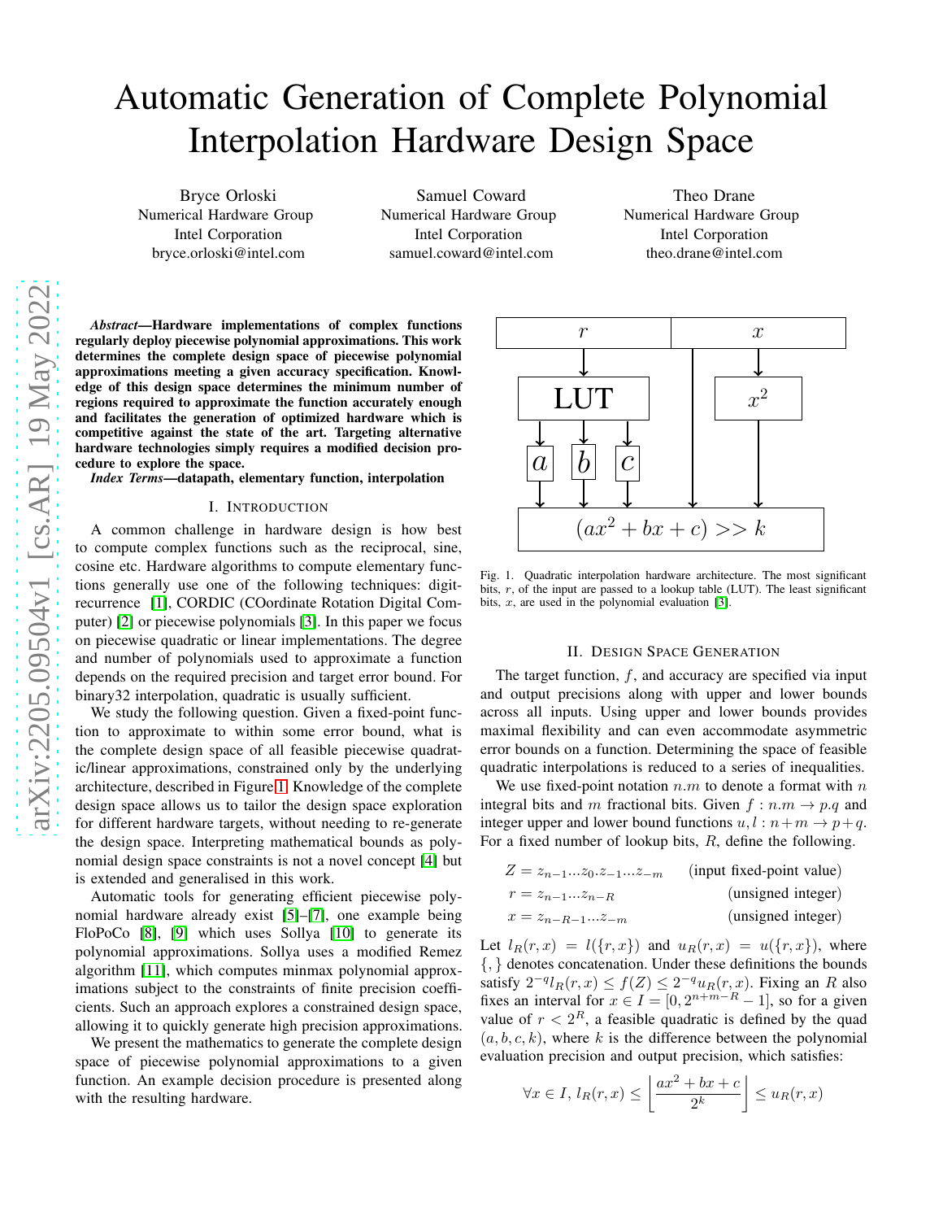# Automatic Generation of Complete Polynomial Interpolation Hardware Design Space

Bryce Orloski
Numerical Hardware Group
Intel Corporation
bryce.orloski@intel.com

Samuel Coward
Numerical Hardware Group
Intel Corporation
samuel.coward@intel.com

Theo Drane
Numerical Hardware Group
Intel Corporation
theo.drane@intel.com

***Abstract*—Hardware implementations of complex functions regularly deploy piecewise polynomial approximations. This work determines the complete design space of piecewise polynomial approximations meeting a given accuracy specification. Knowledge of this design space determines the minimum number of regions required to approximate the function accurately enough and facilitates the generation of optimized hardware which is competitive against the state of the art. Targeting alternative hardware technologies simply requires a modified decision procedure to explore the space.**

***Index Terms*—datapath, elementary function, interpolation**

## I. Introduction

A common challenge in hardware design is how best to compute complex functions such as the reciprocal, sine, cosine etc. Hardware algorithms to compute elementary functions generally use one of the following techniques: digit-recurrence [1], CORDIC (COordinate Rotation Digital Computer) [2] or piecewise polynomials [3]. In this paper we focus on piecewise quadratic or linear implementations. The degree and number of polynomials used to approximate a function depends on the required precision and target error bound. For binary32 interpolation, quadratic is usually sufficient.

We study the following question. Given a fixed-point function to approximate to within some error bound, what is the complete design space of all feasible piecewise quadratic/linear approximations, constrained only by the underlying architecture, described in Figure 1. Knowledge of the complete design space allows us to tailor the design space exploration for different hardware targets, without needing to re-generate the design space. Interpreting mathematical bounds as polynomial design space constraints is not a novel concept [4] but is extended and generalised in this work.

Automatic tools for generating efficient piecewise polynomial hardware already exist [5]–[7], one example being FloPoCo [8], [9] which uses Sollya [10] to generate its polynomial approximations. Sollya uses a modified Remez algorithm [11], which computes minmax polynomial approximations subject to the constraints of finite precision coefficients. Such an approach explores a constrained design space, allowing it to quickly generate high precision approximations.

We present the mathematics to generate the complete design space of piecewise polynomial approximations to a given function. An example decision procedure is presented along with the resulting hardware.

Fig. 1. Quadratic interpolation hardware architecture. The most significant bits, $r$, of the input are passed to a lookup table (LUT). The least significant bits, $x$, are used in the polynomial evaluation [3].

## II. Design Space Generation

The target function, $f$, and accuracy are specified via input and output precisions along with upper and lower bounds across all inputs. Using upper and lower bounds provides maximal flexibility and can even accommodate asymmetric error bounds on a function. Determining the space of feasible quadratic interpolations is reduced to a series of inequalities.

We use fixed-point notation $n.m$ to denote a format with $n$ integral bits and $m$ fractional bits. Given $f : n.m \rightarrow p.q$ and integer upper and lower bound functions $u, l : n+m \rightarrow p+q$. For a fixed number of lookup bits, $R$, define the following.

$$Z = z_{n-1}...z_0.z_{-1}...z_{-m} \quad \text{(input fixed-point value)}$$

$$r = z_{n-1}...z_{n-R} \quad \text{(unsigned integer)}$$

$$x = z_{n-R-1}...z_{-m} \quad \text{(unsigned integer)}$$

Let $l_R(r, x) = l(\{r, x\})$ and $u_R(r, x) = u(\{r, x\})$, where $\{,\}$ denotes concatenation. Under these definitions the bounds satisfy $2^{-q}l_R(r, x) \leq f(Z) \leq 2^{-q}u_R(r, x)$. Fixing an $R$ also fixes an interval for $x \in I = [0, 2^{n+m-R} - 1]$, so for a given value of $r < 2^R$, a feasible quadratic is defined by the quad $(a, b, c, k)$, where $k$ is the difference between the polynomial evaluation precision and output precision, which satisfies:

$$\forall x \in I, \, l_R(r, x) \leq \left\lfloor \frac{ax^2 + bx + c}{2^k} \right\rfloor \leq u_R(r, x)$$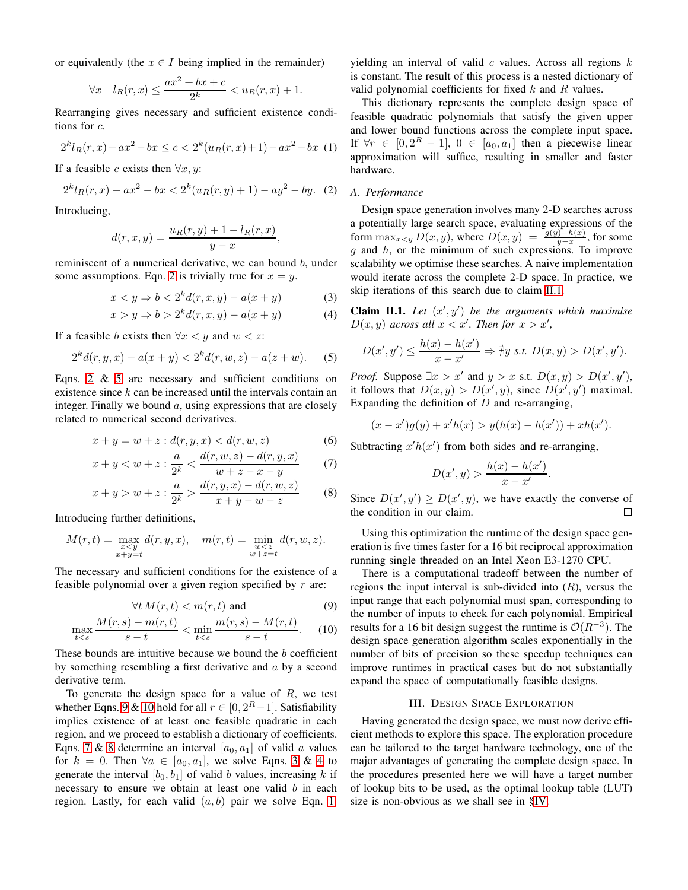or equivalently (the $x \in I$ being implied in the remainder)

$$\forall x \quad l_R(r,x) \leq \frac{ax^2+bx+c}{2^k} < u_R(r,x)+1.$$

Rearranging gives necessary and sufficient existence conditions for $c$.

$$2^k l_R(r,x) - ax^2 - bx \leq c < 2^k(u_R(r,x)+1) - ax^2 - bx \quad (1)$$

If a feasible $c$ exists then $\forall x, y$:

$$2^k l_R(r,x) - ax^2 - bx < 2^k(u_R(r,y)+1) - ay^2 - by. \quad (2)$$

Introducing,

$$d(r,x,y) = \frac{u_R(r,y)+1-l_R(r,x)}{y-x},$$

reminiscent of a numerical derivative, we can bound $b$, under some assumptions. Eqn. 2 is trivially true for $x = y$.

$$x < y \Rightarrow b < 2^k d(r,x,y) - a(x+y) \quad (3)$$

$$x > y \Rightarrow b > 2^k d(r,x,y) - a(x+y) \quad (4)$$

If a feasible $b$ exists then $\forall x < y$ and $w < z$:

$$2^k d(r,y,x) - a(x+y) < 2^k d(r,w,z) - a(z+w). \quad (5)$$

Eqns. 2 & 5 are necessary and sufficient conditions on existence since $k$ can be increased until the intervals contain an integer. Finally we bound $a$, using expressions that are closely related to numerical second derivatives.

$$x+y = w+z : d(r,y,x) < d(r,w,z) \quad (6)$$

$$x+y < w+z : \frac{a}{2^k} < \frac{d(r,w,z)-d(r,y,x)}{w+z-x-y} \quad (7)$$

$$x+y > w+z : \frac{a}{2^k} > \frac{d(r,y,x)-d(r,w,z)}{x+y-w-z} \quad (8)$$

Introducing further definitions,

$$M(r,t) = \max_{\substack{x<y \\ x+y=t}} d(r,y,x), \quad m(r,t) = \min_{\substack{w<z \\ w+z=t}} d(r,w,z).$$

The necessary and sufficient conditions for the existence of a feasible polynomial over a given region specified by $r$ are:

$$\forall t \, M(r,t) < m(r,t) \text{ and} \quad (9)$$

$$\max_{t<s} \frac{M(r,s)-m(r,t)}{s-t} < \min_{t<s} \frac{m(r,s)-M(r,t)}{s-t}. \quad (10)$$

These bounds are intuitive because we bound the $b$ coefficient by something resembling a first derivative and $a$ by a second derivative term.

To generate the design space for a value of $R$, we test whether Eqns. 9 & 10 hold for all $r \in [0, 2^R - 1]$. Satisfiability implies existence of at least one feasible quadratic in each region, and we proceed to establish a dictionary of coefficients. Eqns. 7 & 8 determine an interval $[a_0, a_1]$ of valid $a$ values for $k = 0$. Then $\forall a \in [a_0, a_1]$, we solve Eqns. 3 & 4 to generate the interval $[b_0, b_1]$ of valid $b$ values, increasing $k$ if necessary to ensure we obtain at least one valid $b$ in each region. Lastly, for each valid $(a, b)$ pair we solve Eqn. 1, yielding an interval of valid $c$ values. Across all regions $k$ is constant. The result of this process is a nested dictionary of valid polynomial coefficients for fixed $k$ and $R$ values.

This dictionary represents the complete design space of feasible quadratic polynomials that satisfy the given upper and lower bound functions across the complete input space. If $\forall r \in [0, 2^R - 1]$, $0 \in [a_0, a_1]$ then a piecewise linear approximation will suffice, resulting in smaller and faster hardware.

### A. Performance

Design space generation involves many 2-D searches across a potentially large search space, evaluating expressions of the form $\max_{x<y} D(x,y)$, where $D(x,y) = \frac{g(y)-h(x)}{y-x}$, for some $g$ and $h$, or the minimum of such expressions. To improve scalability we optimise these searches. A naive implementation would iterate across the complete 2-D space. In practice, we skip iterations of this search due to claim II.1.

**Claim II.1.** *Let $(x', y')$ be the arguments which maximise $D(x,y)$ across all $x < x'$. Then for $x > x'$,*

$$D(x',y') \leq \frac{h(x)-h(x')}{x-x'} \Rightarrow \nexists y \text{ s.t. } D(x,y) > D(x',y').$$

*Proof.* Suppose $\exists x > x'$ and $y > x$ s.t. $D(x,y) > D(x',y')$, it follows that $D(x,y) > D(x',y)$, since $D(x',y')$ maximal. Expanding the definition of $D$ and re-arranging,

$$(x-x')g(y) + x'h(x) > y(h(x)-h(x')) + xh(x').$$

Subtracting $x'h(x')$ from both sides and re-arranging,

$$D(x',y) > \frac{h(x)-h(x')}{x-x'}.$$

Since $D(x',y') \geq D(x',y)$, we have exactly the converse of the condition in our claim. ∎

Using this optimization the runtime of the design space generation is five times faster for a 16 bit reciprocal approximation running single threaded on an Intel Xeon E3-1270 CPU.

There is a computational tradeoff between the number of regions the input interval is sub-divided into ($R$), versus the input range that each polynomial must span, corresponding to the number of inputs to check for each polynomial. Empirical results for a 16 bit design suggest the runtime is $\mathcal{O}(R^{-3})$. The design space generation algorithm scales exponentially in the number of bits of precision so these speedup techniques can improve runtimes in practical cases but do not substantially expand the space of computationally feasible designs.

## III. Design Space Exploration

Having generated the design space, we must now derive efficient methods to explore this space. The exploration procedure can be tailored to the target hardware technology, one of the major advantages of generating the complete design space. In the procedures presented here we will have a target number of lookup bits to be used, as the optimal lookup table (LUT) size is non-obvious as we shall see in §IV.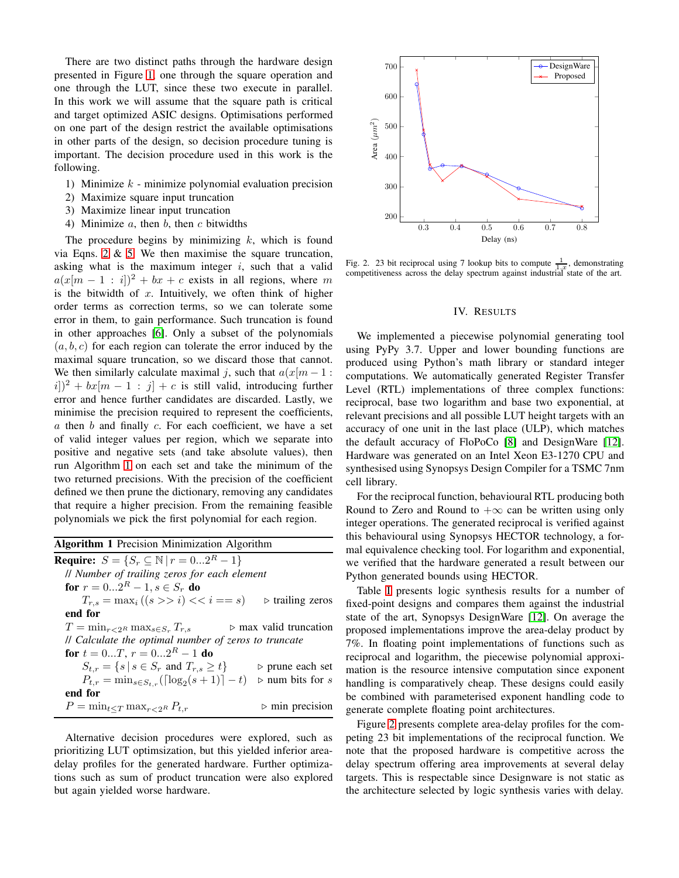There are two distinct paths through the hardware design presented in Figure 1, one through the square operation and one through the LUT, since these two execute in parallel. In this work we will assume that the square path is critical and target optimized ASIC designs. Optimisations performed on one part of the design restrict the available optimisations in other parts of the design, so decision procedure tuning is important. The decision procedure used in this work is the following.

1) Minimize $k$ - minimize polynomial evaluation precision
2) Maximize square input truncation
3) Maximize linear input truncation
4) Minimize $a$, then $b$, then $c$ bitwidths

The procedure begins by minimizing $k$, which is found via Eqns. 2 & 5. We then maximise the square truncation, asking what is the maximum integer $i$, such that a valid $a(x[m-1:i])^2 + bx + c$ exists in all regions, where $m$ is the bitwidth of $x$. Intuitively, we often think of higher order terms as correction terms, so we can tolerate some error in them, to gain performance. Such truncation is found in other approaches [6]. Only a subset of the polynomials $(a, b, c)$ for each region can tolerate the error induced by the maximal square truncation, so we discard those that cannot. We then similarly calculate maximal $j$, such that $a(x[m-1:i])^2 + bx[m-1:j] + c$ is still valid, introducing further error and hence further candidates are discarded. Lastly, we minimise the precision required to represent the coefficients, $a$ then $b$ and finally $c$. For each coefficient, we have a set of valid integer values per region, which we separate into positive and negative sets (and take absolute values), then run Algorithm 1 on each set and take the minimum of the two returned precisions. With the precision of the coefficient defined we then prune the dictionary, removing any candidates that require a higher precision. From the remaining feasible polynomials we pick the first polynomial for each region.

**Algorithm 1** Precision Minimization Algorithm

**Require:** $S = \{S_r \subseteq \mathbb{N} \,|\, r = 0...2^R - 1\}$
  // *Number of trailing zeros for each element*
  **for** $r = 0...2^R - 1, s \in S_r$ **do**
    $T_{r,s} = \max_i ((s >> i) << i == s)$ ▷ trailing zeros
  **end for**
  $T = \min_{r<2^R} \max_{s \in S_r} T_{r,s}$ ▷ max valid truncation
  // *Calculate the optimal number of zeros to truncate*
  **for** $t = 0...T, r = 0...2^R - 1$ **do**
    $S_{t,r} = \{s \,|\, s \in S_r \text{ and } T_{r,s} \geq t\}$ ▷ prune each set
    $P_{t,r} = \min_{s \in S_{t,r}} (\lceil \log_2(s+1) \rceil - t)$ ▷ num bits for $s$
  **end for**
  $P = \min_{t \leq T} \max_{r<2^R} P_{t,r}$ ▷ min precision

Alternative decision procedures were explored, such as prioritizing LUT optmization, but this yielded inferior area-delay profiles for the generated hardware. Further optimizations such as sum of product truncation were also explored but again yielded worse hardware.

Fig. 2. 23 bit reciprocal using 7 lookup bits to compute $\frac{1}{1.x}$, demonstrating competitiveness across the delay spectrum against industrial state of the art.

## IV. Results

We implemented a piecewise polynomial generating tool using PyPy 3.7. Upper and lower bounding functions are produced using Python's math library or standard integer computations. We automatically generated Register Transfer Level (RTL) implementations of three complex functions: reciprocal, base two logarithm and base two exponential, at relevant precisions and all possible LUT height targets with an accuracy of one unit in the last place (ULP), which matches the default accuracy of FloPoCo [8] and DesignWare [12]. Hardware was generated on an Intel Xeon E3-1270 CPU and synthesised using Synopsys Design Compiler for a TSMC 7nm cell library.

For the reciprocal function, behavioural RTL producing both Round to Zero and Round to $+\infty$ can be written using only integer operations. The generated reciprocal is verified against this behavioural using Synopsys HECTOR technology, a formal equivalence checking tool. For logarithm and exponential, we verified that the hardware generated a result between our Python generated bounds using HECTOR.

Table I presents logic synthesis results for a number of fixed-point designs and compares them against the industrial state of the art, Synopsys DesignWare [12]. On average the proposed implementations improve the area-delay product by 7%. In floating point implementations of functions such as reciprocal and logarithm, the piecewise polynomial approximation is the resource intensive computation since exponent handling is comparatively cheap. These designs could easily be combined with parameterised exponent handling code to generate complete floating point architectures.

Figure 2 presents complete area-delay profiles for the competing 23 bit implementations of the reciprocal function. We note that the proposed hardware is competitive across the delay spectrum offering area improvements at several delay targets. This is respectable since Designware is not static as the architecture selected by logic synthesis varies with delay.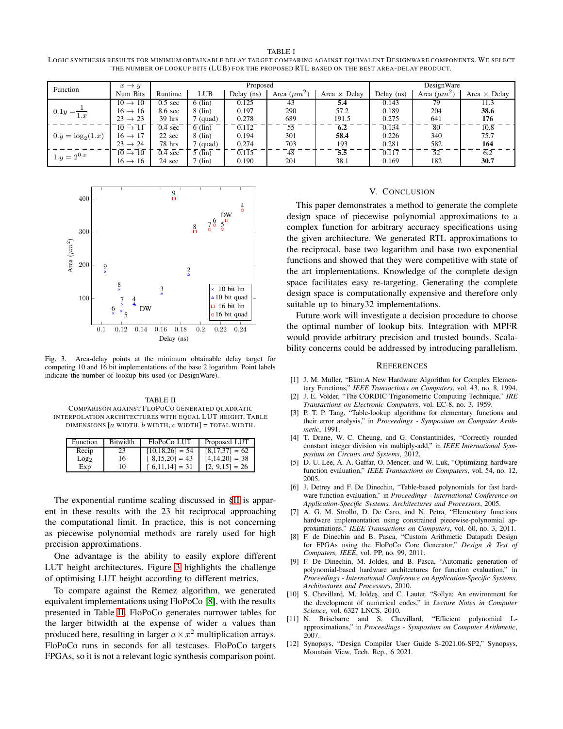TABLE I

LOGIC SYNTHESIS RESULTS FOR MINIMUM OBTAINABLE DELAY TARGET COMPARING AGAINST EQUIVALENT DESIGNWARE COMPONENTS. WE SELECT THE NUMBER OF LOOKUP BITS (LUB) FOR THE PROPOSED RTL BASED ON THE BEST AREA-DELAY PRODUCT.

| Function | $x \to y$ | Proposed | | | | | DesignWare | | |
|---|---|---|---|---|---|---|---|---|---|
| | Num Bits | Runtime | LUB | Delay (ns) | Area ($\mu m^2$) | Area × Delay | Delay (ns) | Area ($\mu m^2$) | Area × Delay |
| $0.1y = \frac{1}{1.x}$ | $10 \to 10$ | 0.5 sec | 6 (lin) | 0.125 | 43 | **5.4** | 0.143 | 79 | 11.3 |
| | $16 \to 16$ | 8.6 sec | 8 (lin) | 0.197 | 290 | 57.2 | 0.189 | 204 | **38.6** |
| | $23 \to 23$ | 39 hrs | 7 (quad) | 0.278 | 689 | 191.5 | 0.275 | 641 | **176** |
| $0.y = \log_2(1.x)$ | $10 \to 11$ | 0.4 sec | 6 (lin) | 0.112 | 55 | **6.2** | 0.134 | 80 | 10.8 |
| | $16 \to 17$ | 22 sec | 8 (lin) | 0.194 | 301 | **58.4** | 0.226 | 340 | 75.7 |
| | $23 \to 24$ | 78 hrs | 7 (quad) | 0.274 | 703 | 193 | 0.281 | 582 | **164** |
| $1.y = 2^{0.x}$ | $10 \to 10$ | 0.4 sec | 5 (lin) | 0.115 | 48 | **5.5** | 0.117 | 52 | 6.2 |
| | $16 \to 16$ | 24 sec | 7 (lin) | 0.190 | 201 | 38.1 | 0.169 | 182 | **30.7** |

Fig. 3. Area-delay points at the minimum obtainable delay target for competing 10 and 16 bit implementations of the base 2 logarithm. Point labels indicate the number of lookup bits used (or DesignWare).

TABLE II

COMPARISON AGAINST FLOPOCO GENERATED QUADRATIC INTERPOLATION ARCHITECTURES WITH EQUAL LUT HEIGHT. TABLE DIMENSIONS [$a$ WIDTH, $b$ WIDTH, $c$ WIDTH] = TOTAL WIDTH.

| Function | Bitwidth | FloPoCo LUT | Proposed LUT |
|---|---|---|---|
| Recip | 23 | [10,18,26] = 54 | [8,17,37] = 62 |
| $\text{Log}_2$ | 16 | [ 8,15,20] = 43 | [4,14,20] = 38 |
| Exp | 10 | [ 6,11,14] = 31 | [2, 9,15] = 26 |

The exponential runtime scaling discussed in §II is apparent in these results with the 23 bit reciprocal approaching the computational limit. In practice, this is not concerning as piecewise polynomial methods are rarely used for high precision approximations.

One advantage is the ability to easily explore different LUT height architectures. Figure 3 highlights the challenge of optimising LUT height according to different metrics.

To compare against the Remez algorithm, we generated equivalent implementations using FloPoCo [8], with the results presented in Table II. FloPoCo generates narrower tables for the larger bitwidth at the expense of wider $a$ values than produced here, resulting in larger $a \times x^2$ multiplication arrays. FloPoCo runs in seconds for all testcases. FloPoCo targets FPGAs, so it is not a relevant logic synthesis comparison point.

## V. CONCLUSION

This paper demonstrates a method to generate the complete design space of piecewise polynomial approximations to a complex function for arbitrary accuracy specifications using the given architecture. We generated RTL approximations to the reciprocal, base two logarithm and base two exponential functions and showed that they were competitive with state of the art implementations. Knowledge of the complete design space facilitates easy re-targeting. Generating the complete design space is computationally expensive and therefore only suitable up to binary32 implementations.

Future work will investigate a decision procedure to choose the optimal number of lookup bits. Integration with MPFR would provide arbitrary precision and trusted bounds. Scalability concerns could be addressed by introducing parallelism.

## REFERENCES

[1] J. M. Muller, "Bkm:A New Hardware Algorithm for Complex Elementary Functions," *IEEE Transactions on Computers*, vol. 43, no. 8, 1994.

[2] J. E. Volder, "The CORDIC Trigonometric Computing Technique," *IRE Transactions on Electronic Computers*, vol. EC-8, no. 3, 1959.

[3] P. T. P. Tang, "Table-lookup algorithms for elementary functions and their error analysis," in *Proceedings - Symposium on Computer Arithmetic*, 1991.

[4] T. Drane, W. C. Cheung, and G. Constantinides, "Correctly rounded constant integer division via multiply-add," in *IEEE International Symposium on Circuits and Systems*, 2012.

[5] D. U. Lee, A. A. Gaffar, O. Mencer, and W. Luk, "Optimizing hardware function evaluation," *IEEE Transactions on Computers*, vol. 54, no. 12, 2005.

[6] J. Detrey and F. De Dinechin, "Table-based polynomials for fast hardware function evaluation," in *Proceedings - International Conference on Application-Specific Systems, Architectures and Processors*, 2005.

[7] A. G. M. Strollo, D. De Caro, and N. Petra, "Elementary functions hardware implementation using constrained piecewise-polynomial approximations," *IEEE Transactions on Computers*, vol. 60, no. 3, 2011.

[8] F. de Dinechin and B. Pasca, "Custom Arithmetic Datapath Design for FPGAs using the FloPoCo Core Generator," *Design & Test of Computers, IEEE*, vol. PP, no. 99, 2011.

[9] F. De Dinechin, M. Joldes, and B. Pasca, "Automatic generation of polynomial-based hardware architectures for function evaluation," in *Proceedings - International Conference on Application-Specific Systems, Architectures and Processors*, 2010.

[10] S. Chevillard, M. Joldeş, and C. Lauter, "Sollya: An environment for the development of numerical codes," in *Lecture Notes in Computer Science*, vol. 6327 LNCS, 2010.

[11] N. Brisebarre and S. Chevillard, "Efficient polynomial L-approximations," in *Proceedings - Symposium on Computer Arithmetic*, 2007.

[12] Synopsys, "Design Compiler User Guide S-2021.06-SP2," Synopsys, Mountain View, Tech. Rep., 6 2021.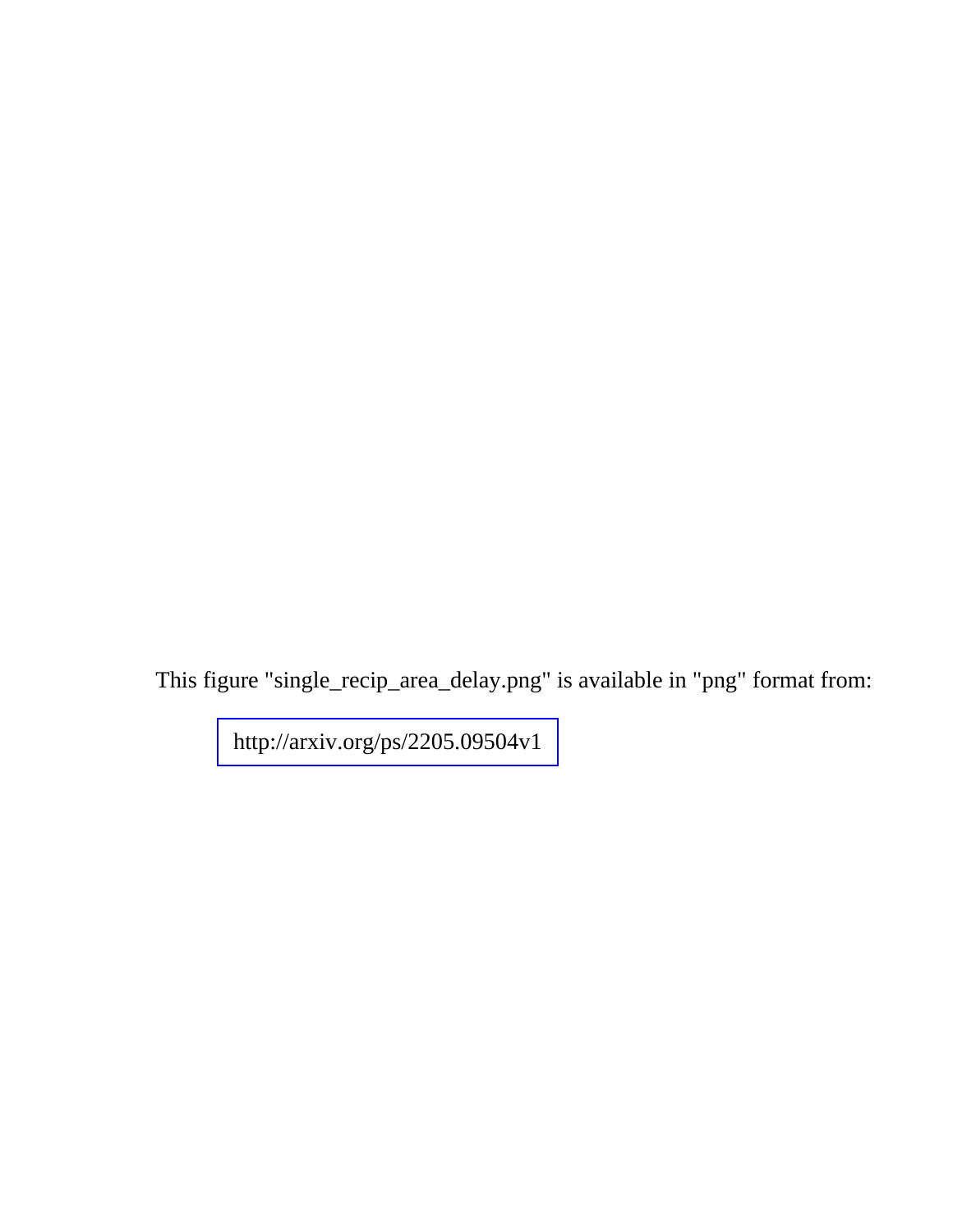This figure "single_recip_area_delay.png" is available in "png" format from:

http://arxiv.org/ps/2205.09504v1